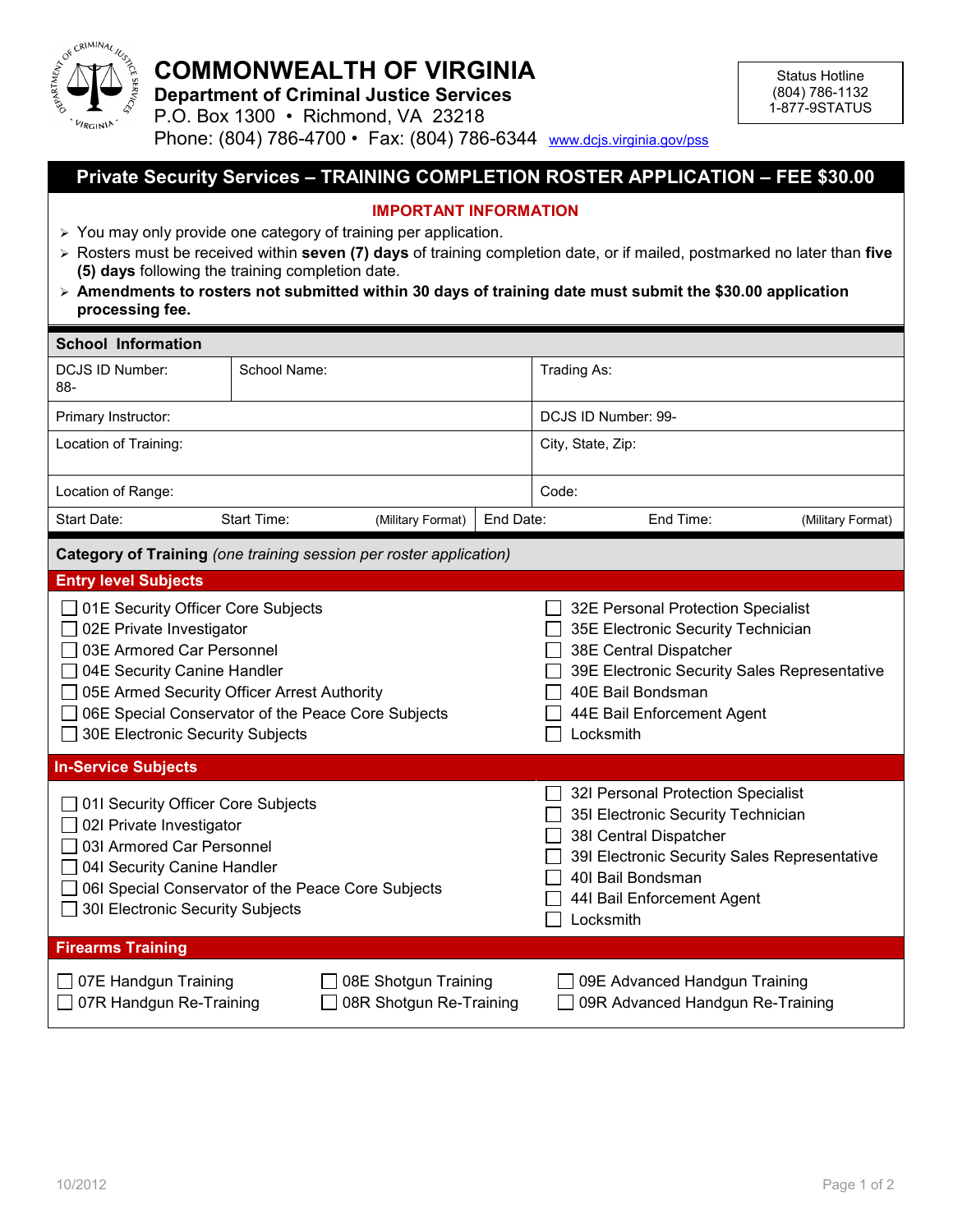# COMMONWEALTH OF VIRGINIA

**Department of Criminal Justice Services**
P.O. Box 1300 • Richmond, VA 23218
Phone: (804) 786-4700 • Fax: (804) 786-6344 www.dcjs.virginia.gov/pss

Status Hotline
(804) 786-1132
1-877-9STATUS

## Private Security Services – TRAINING COMPLETION ROSTER APPLICATION – FEE $30.00

**IMPORTANT INFORMATION**

- You may only provide one category of training per application.
- Rosters must be received within **seven (7) days** of training completion date, or if mailed, postmarked no later than **five (5) days** following the training completion date.
- **Amendments to rosters not submitted within 30 days of training date must submit the $30.00 application processing fee.**

### School Information

| DCJS ID Number: 88- | School Name: | Trading As: |
|---|---|---|
| Primary Instructor: | | DCJS ID Number: 99- |
| Location of Training: | | City, State, Zip: |
| Location of Range: | | Code: |
| Start Date: | Start Time: (Military Format) | End Date: End Time: (Military Format) |

### Category of Training *(one training session per roster application)*

#### Entry level Subjects

- ☐ 01E Security Officer Core Subjects
- ☐ 02E Private Investigator
- ☐ 03E Armored Car Personnel
- ☐ 04E Security Canine Handler
- ☐ 05E Armed Security Officer Arrest Authority
- ☐ 06E Special Conservator of the Peace Core Subjects
- ☐ 30E Electronic Security Subjects
- ☐ 32E Personal Protection Specialist
- ☐ 35E Electronic Security Technician
- ☐ 38E Central Dispatcher
- ☐ 39E Electronic Security Sales Representative
- ☐ 40E Bail Bondsman
- ☐ 44E Bail Enforcement Agent
- ☐ Locksmith

#### In-Service Subjects

- ☐ 01I Security Officer Core Subjects
- ☐ 02I Private Investigator
- ☐ 03I Armored Car Personnel
- ☐ 04I Security Canine Handler
- ☐ 06I Special Conservator of the Peace Core Subjects
- ☐ 30I Electronic Security Subjects
- ☐ 32I Personal Protection Specialist
- ☐ 35I Electronic Security Technician
- ☐ 38I Central Dispatcher
- ☐ 39I Electronic Security Sales Representative
- ☐ 40I Bail Bondsman
- ☐ 44I Bail Enforcement Agent
- ☐ Locksmith

#### Firearms Training

- ☐ 07E Handgun Training
- ☐ 07R Handgun Re-Training
- ☐ 08E Shotgun Training
- ☐ 08R Shotgun Re-Training
- ☐ 09E Advanced Handgun Training
- ☐ 09R Advanced Handgun Re-Training

10/2012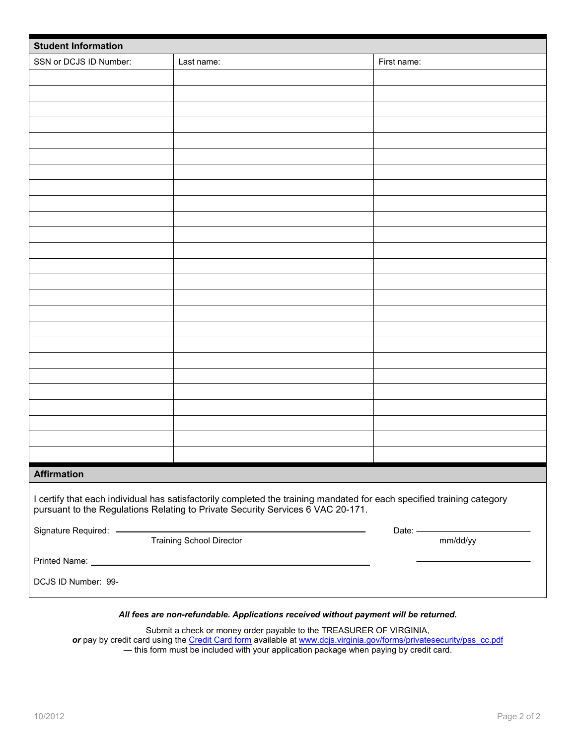## Student Information

| SSN or DCJS ID Number: | Last name: | First name: |
|---|---|---|
| | | |
| | | |
| | | |
| | | |
| | | |
| | | |
| | | |
| | | |
| | | |
| | | |
| | | |
| | | |
| | | |
| | | |
| | | |
| | | |
| | | |
| | | |
| | | |
| | | |
| | | |
| | | |
| | | |
| | | |
| | | |

## Affirmation

I certify that each individual has satisfactorily completed the training mandated for each specified training category pursuant to the Regulations Relating to Private Security Services 6 VAC 20-171.

Signature Required: ______________________________ Date: ______________
Training School Director mm/dd/yy

Printed Name: ______________________________ ______________

DCJS ID Number: 99-

***All fees are non-refundable. Applications received without payment will be returned.***

Submit a check or money order payable to the TREASURER OF VIRGINIA,
***or*** pay by credit card using the Credit Card form available at www.dcjs.virginia.gov/forms/privatesecurity/pss_cc.pdf
— this form must be included with your application package when paying by credit card.

10/2012